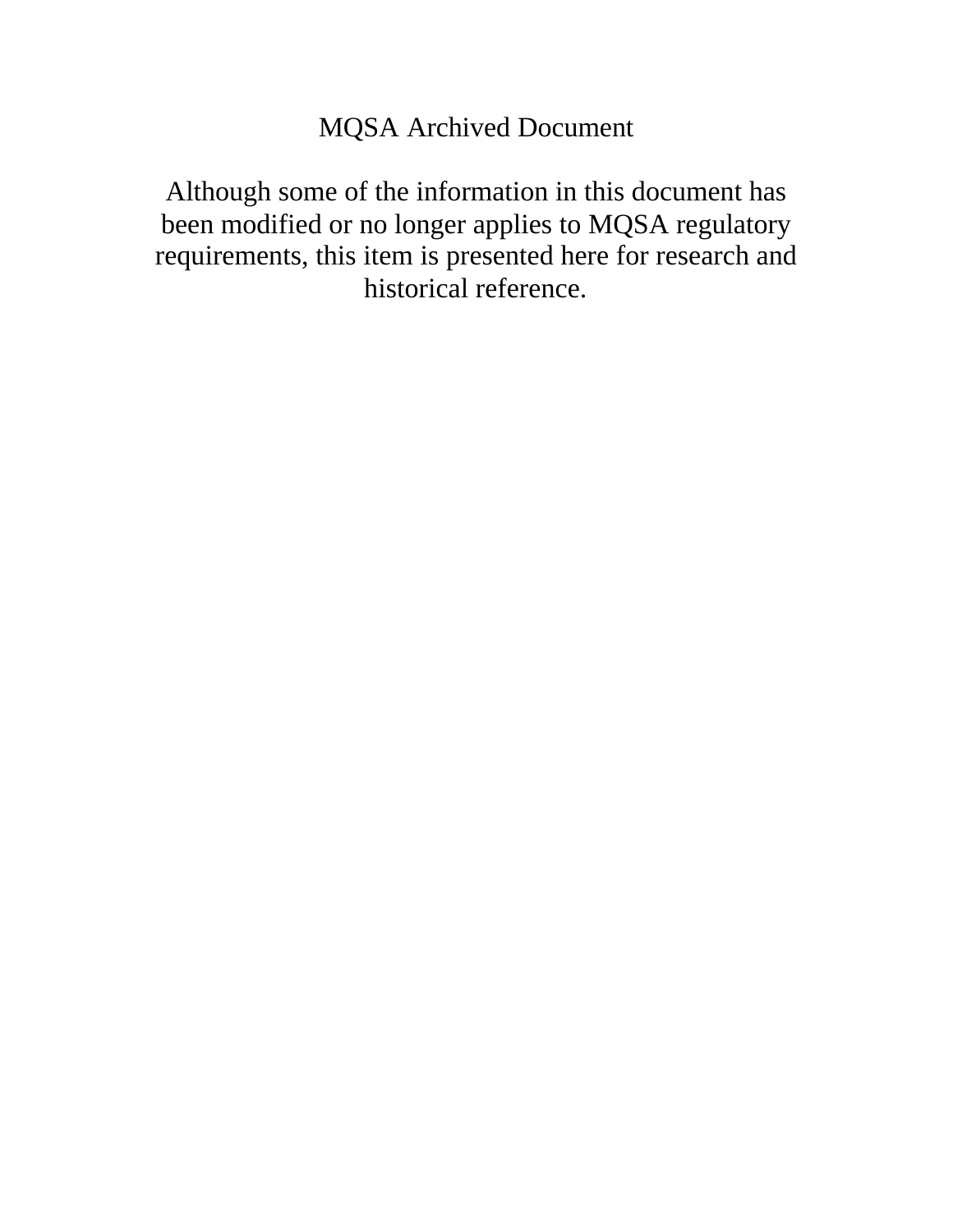MQSA Archived Document

Although some of the information in this document has been modified or no longer applies to MQSA regulatory requirements, this item is presented here for research and historical reference.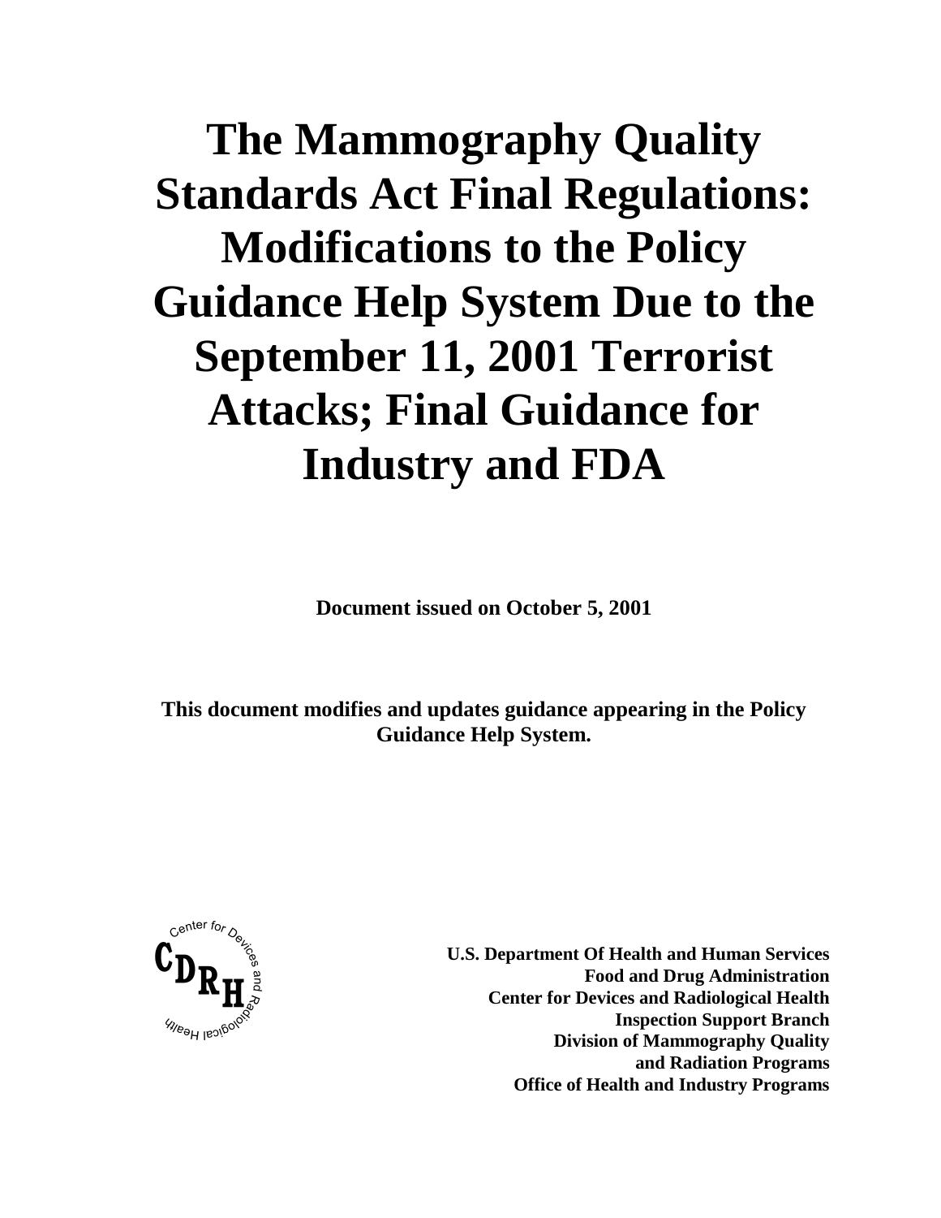# The Mammography Quality Standards Act Final Regulations: Modifications to the Policy Guidance Help System Due to the September 11, 2001 Terrorist Attacks; Final Guidance for Industry and FDA

**Document issued on October 5, 2001**

**This document modifies and updates guidance appearing in the Policy Guidance Help System.**

**U.S. Department Of Health and Human Services**
**Food and Drug Administration**
**Center for Devices and Radiological Health**
**Inspection Support Branch**
**Division of Mammography Quality and Radiation Programs**
**Office of Health and Industry Programs**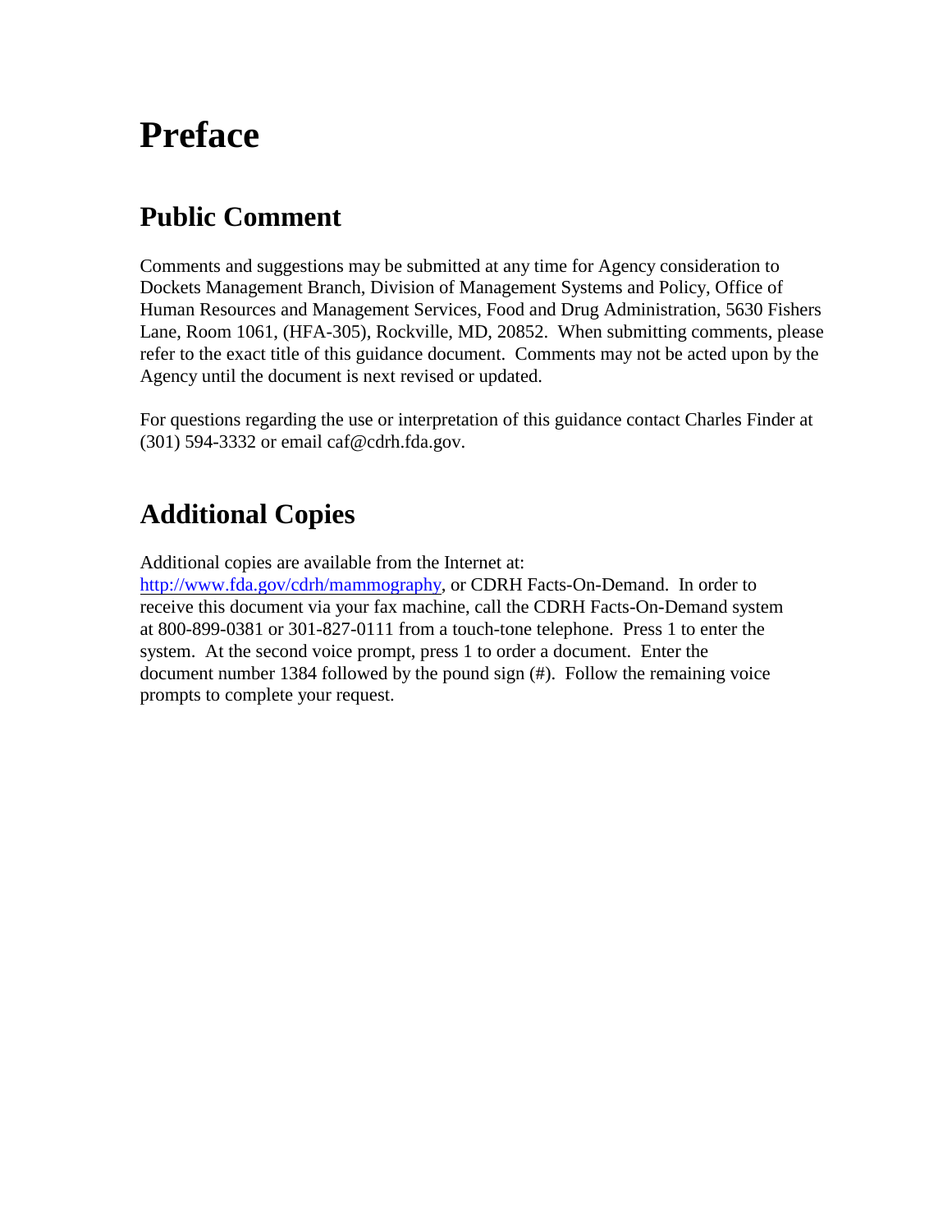# Preface

## Public Comment

Comments and suggestions may be submitted at any time for Agency consideration to Dockets Management Branch, Division of Management Systems and Policy, Office of Human Resources and Management Services, Food and Drug Administration, 5630 Fishers Lane, Room 1061, (HFA-305), Rockville, MD, 20852. When submitting comments, please refer to the exact title of this guidance document. Comments may not be acted upon by the Agency until the document is next revised or updated.

For questions regarding the use or interpretation of this guidance contact Charles Finder at (301) 594-3332 or email caf@cdrh.fda.gov.

## Additional Copies

Additional copies are available from the Internet at: [http://www.fda.gov/cdrh/mammography](http://www.fda.gov/cdrh/mammography), or CDRH Facts-On-Demand. In order to receive this document via your fax machine, call the CDRH Facts-On-Demand system at 800-899-0381 or 301-827-0111 from a touch-tone telephone. Press 1 to enter the system. At the second voice prompt, press 1 to order a document. Enter the document number 1384 followed by the pound sign (#). Follow the remaining voice prompts to complete your request.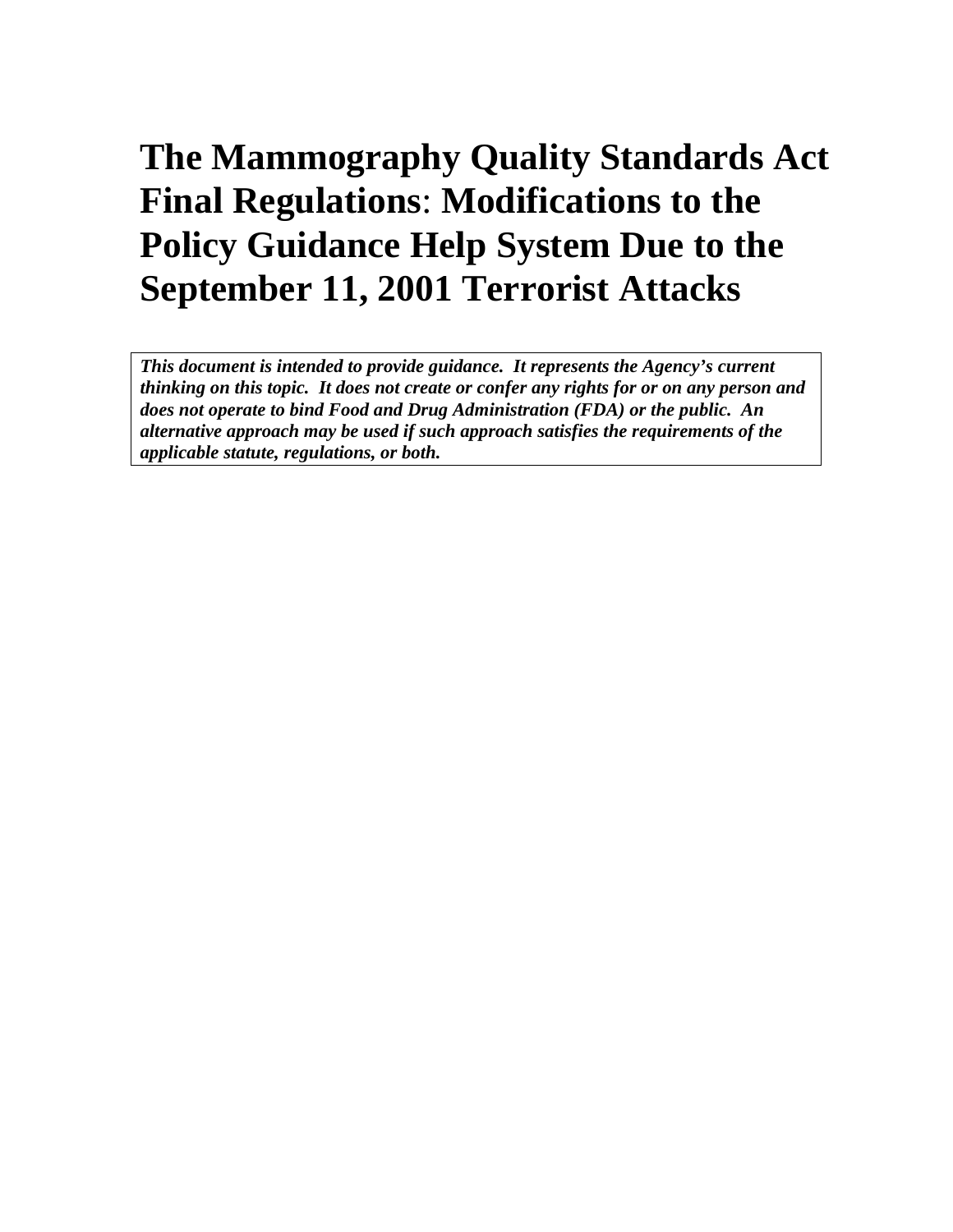# The Mammography Quality Standards Act Final Regulations: Modifications to the Policy Guidance Help System Due to the September 11, 2001 Terrorist Attacks

***This document is intended to provide guidance. It represents the Agency's current thinking on this topic. It does not create or confer any rights for or on any person and does not operate to bind Food and Drug Administration (FDA) or the public. An alternative approach may be used if such approach satisfies the requirements of the applicable statute, regulations, or both.***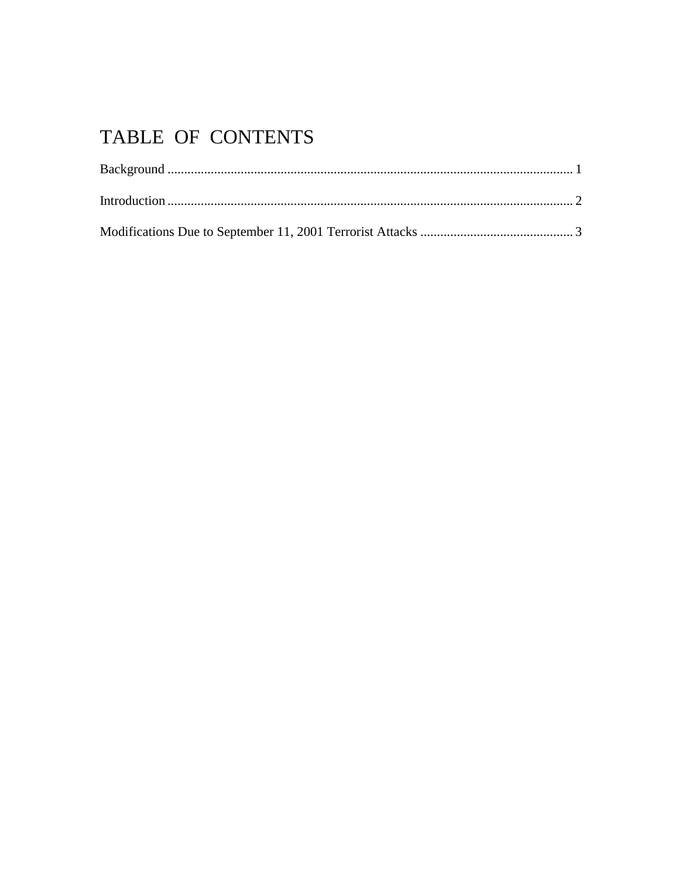# TABLE OF CONTENTS

Background ........................................................................................................................ 1

Introduction ........................................................................................................................ 2

Modifications Due to September 11, 2001 Terrorist Attacks .............................................. 3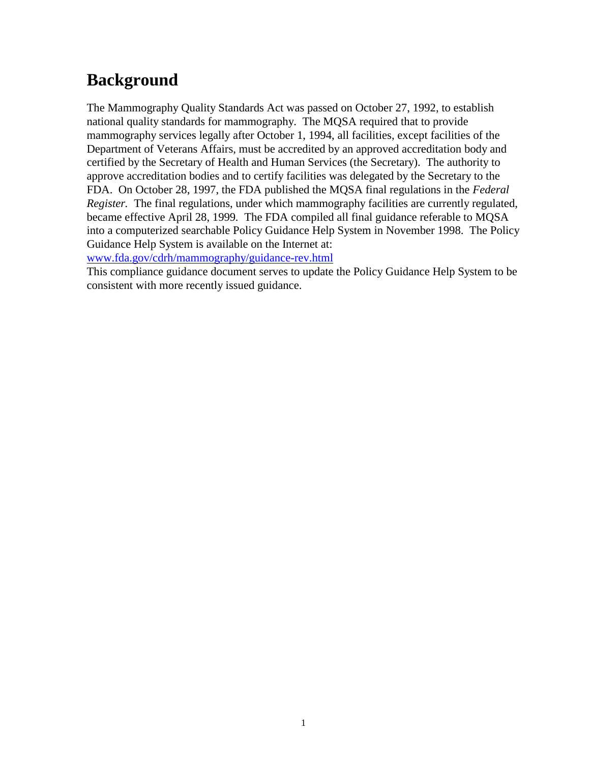# Background

The Mammography Quality Standards Act was passed on October 27, 1992, to establish national quality standards for mammography. The MQSA required that to provide mammography services legally after October 1, 1994, all facilities, except facilities of the Department of Veterans Affairs, must be accredited by an approved accreditation body and certified by the Secretary of Health and Human Services (the Secretary). The authority to approve accreditation bodies and to certify facilities was delegated by the Secretary to the FDA. On October 28, 1997, the FDA published the MQSA final regulations in the *Federal Register.* The final regulations, under which mammography facilities are currently regulated, became effective April 28, 1999. The FDA compiled all final guidance referable to MQSA into a computerized searchable Policy Guidance Help System in November 1998. The Policy Guidance Help System is available on the Internet at:
www.fda.gov/cdrh/mammography/guidance-rev.html
This compliance guidance document serves to update the Policy Guidance Help System to be consistent with more recently issued guidance.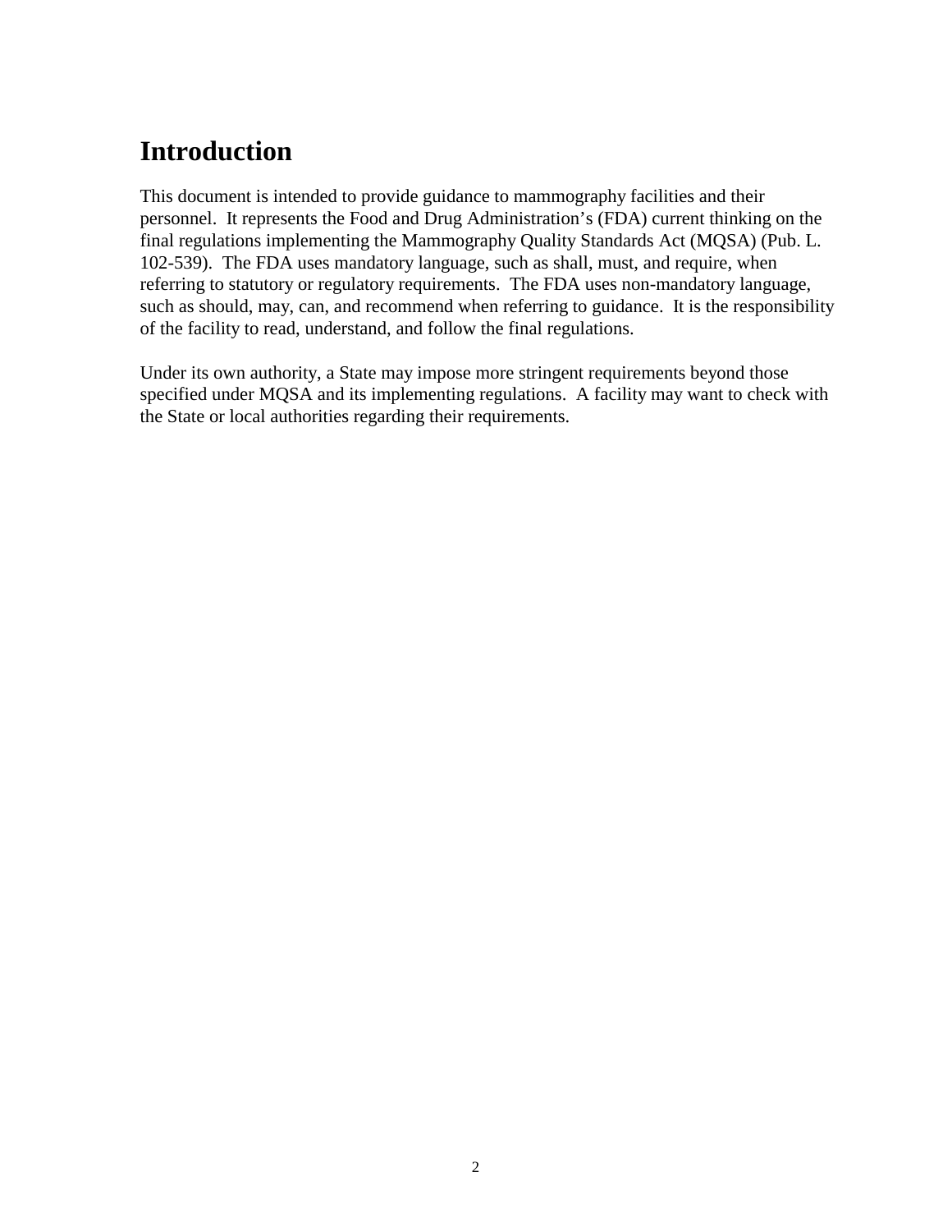# Introduction

This document is intended to provide guidance to mammography facilities and their personnel. It represents the Food and Drug Administration's (FDA) current thinking on the final regulations implementing the Mammography Quality Standards Act (MQSA) (Pub. L. 102-539). The FDA uses mandatory language, such as shall, must, and require, when referring to statutory or regulatory requirements. The FDA uses non-mandatory language, such as should, may, can, and recommend when referring to guidance. It is the responsibility of the facility to read, understand, and follow the final regulations.

Under its own authority, a State may impose more stringent requirements beyond those specified under MQSA and its implementing regulations. A facility may want to check with the State or local authorities regarding their requirements.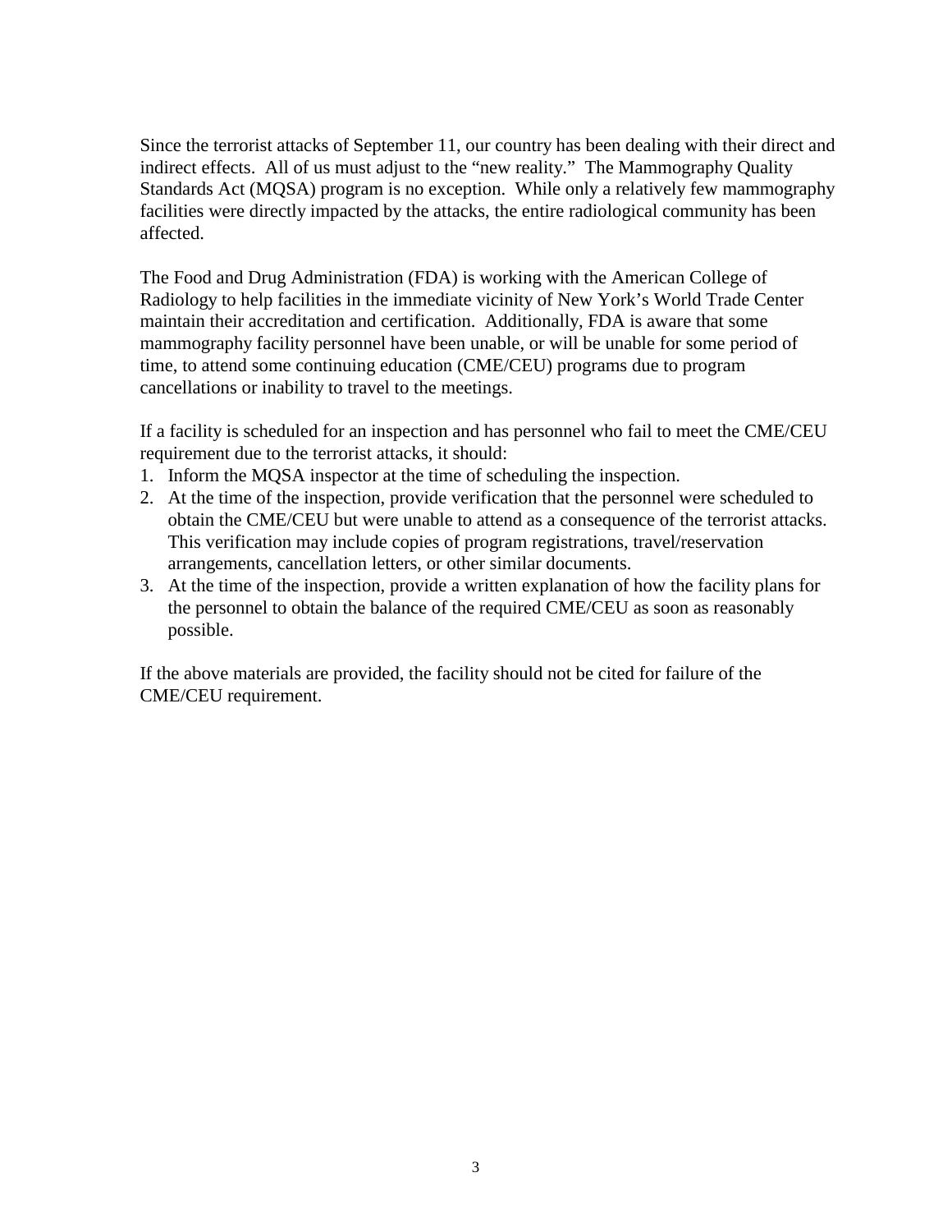Since the terrorist attacks of September 11, our country has been dealing with their direct and indirect effects. All of us must adjust to the "new reality." The Mammography Quality Standards Act (MQSA) program is no exception. While only a relatively few mammography facilities were directly impacted by the attacks, the entire radiological community has been affected.

The Food and Drug Administration (FDA) is working with the American College of Radiology to help facilities in the immediate vicinity of New York's World Trade Center maintain their accreditation and certification. Additionally, FDA is aware that some mammography facility personnel have been unable, or will be unable for some period of time, to attend some continuing education (CME/CEU) programs due to program cancellations or inability to travel to the meetings.

If a facility is scheduled for an inspection and has personnel who fail to meet the CME/CEU requirement due to the terrorist attacks, it should:

1. Inform the MQSA inspector at the time of scheduling the inspection.
2. At the time of the inspection, provide verification that the personnel were scheduled to obtain the CME/CEU but were unable to attend as a consequence of the terrorist attacks. This verification may include copies of program registrations, travel/reservation arrangements, cancellation letters, or other similar documents.
3. At the time of the inspection, provide a written explanation of how the facility plans for the personnel to obtain the balance of the required CME/CEU as soon as reasonably possible.

If the above materials are provided, the facility should not be cited for failure of the CME/CEU requirement.